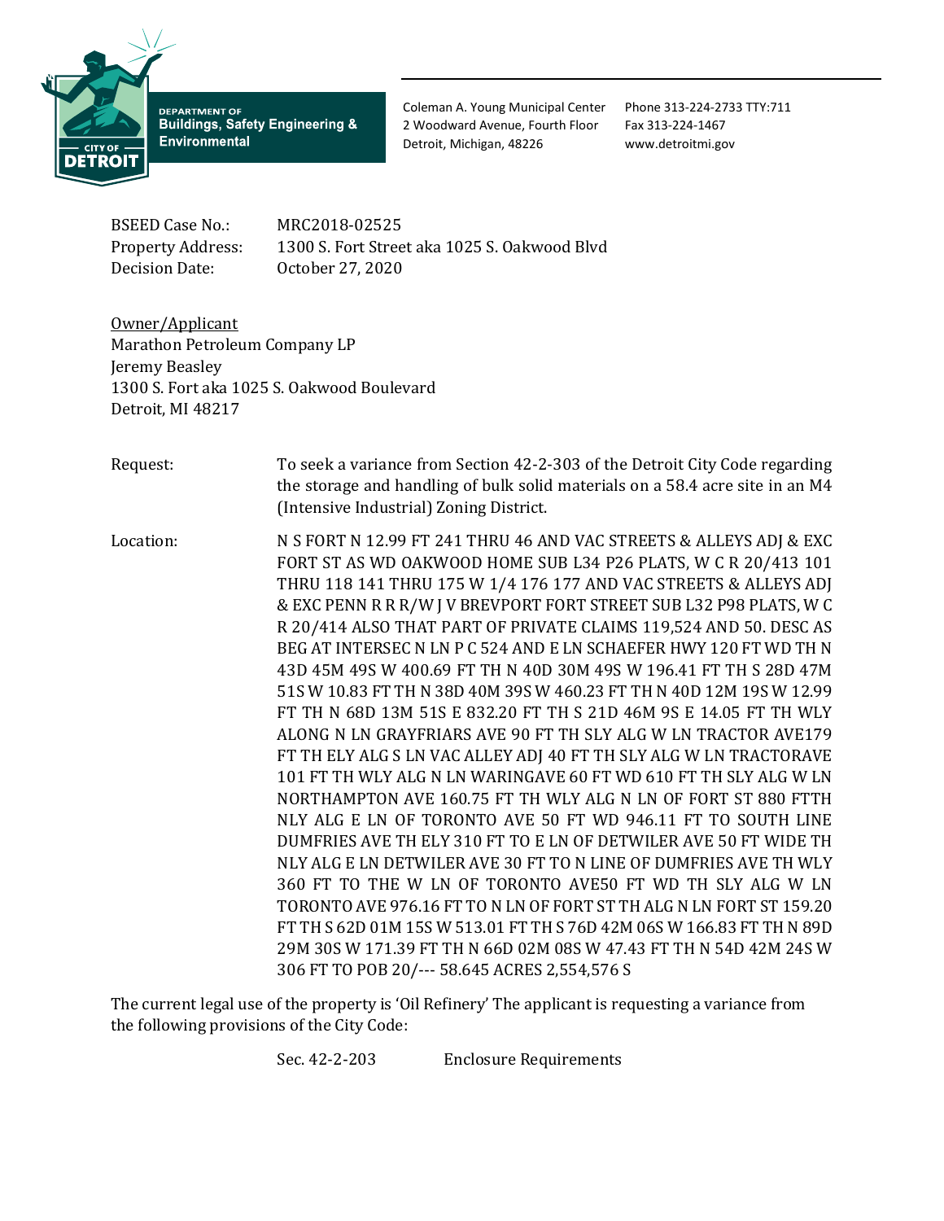DEPARTMENT OF
**Buildings, Safety Engineering & Environmental**

CITY OF DETROIT

Coleman A. Young Municipal Center
2 Woodward Avenue, Fourth Floor
Detroit, Michigan, 48226

Phone 313-224-2733 TTY:711
Fax 313-224-1467
www.detroitmi.gov

BSEED Case No.: MRC2018-02525
Property Address: 1300 S. Fort Street aka 1025 S. Oakwood Blvd
Decision Date: October 27, 2020

Owner/Applicant
Marathon Petroleum Company LP
Jeremy Beasley
1300 S. Fort aka 1025 S. Oakwood Boulevard
Detroit, MI 48217

Request: To seek a variance from Section 42-2-303 of the Detroit City Code regarding the storage and handling of bulk solid materials on a 58.4 acre site in an M4 (Intensive Industrial) Zoning District.

Location: N S FORT N 12.99 FT 241 THRU 46 AND VAC STREETS & ALLEYS ADJ & EXC FORT ST AS WD OAKWOOD HOME SUB L34 P26 PLATS, W C R 20/413 101 THRU 118 141 THRU 175 W 1/4 176 177 AND VAC STREETS & ALLEYS ADJ & EXC PENN R R R/W J V BREVPORT FORT STREET SUB L32 P98 PLATS, W C R 20/414 ALSO THAT PART OF PRIVATE CLAIMS 119,524 AND 50. DESC AS BEG AT INTERSEC N LN P C 524 AND E LN SCHAEFER HWY 120 FT WD TH N 43D 45M 49S W 400.69 FT TH N 40D 30M 49S W 196.41 FT TH S 28D 47M 51S W 10.83 FT TH N 38D 40M 39S W 460.23 FT TH N 40D 12M 19S W 12.99 FT TH N 68D 13M 51S E 832.20 FT TH S 21D 46M 9S E 14.05 FT TH WLY ALONG N LN GRAYFRIARS AVE 90 FT TH SLY ALG W LN TRACTOR AVE179 FT TH ELY ALG S LN VAC ALLEY ADJ 40 FT TH SLY ALG W LN TRACTORAVE 101 FT TH WLY ALG N LN WARINGAVE 60 FT WD 610 FT TH SLY ALG W LN NORTHAMPTON AVE 160.75 FT TH WLY ALG N LN OF FORT ST 880 FTTH NLY ALG E LN OF TORONTO AVE 50 FT WD 946.11 FT TO SOUTH LINE DUMFRIES AVE TH ELY 310 FT TO E LN OF DETWILER AVE 50 FT WIDE TH NLY ALG E LN DETWILER AVE 30 FT TO N LINE OF DUMFRIES AVE TH WLY 360 FT TO THE W LN OF TORONTO AVE50 FT WD TH SLY ALG W LN TORONTO AVE 976.16 FT TO N LN OF FORT ST TH ALG N LN FORT ST 159.20 FT TH S 62D 01M 15S W 513.01 FT TH S 76D 42M 06S W 166.83 FT TH N 89D 29M 30S W 171.39 FT TH N 66D 02M 08S W 47.43 FT TH N 54D 42M 24S W 306 FT TO POB 20/--- 58.645 ACRES 2,554,576 S

The current legal use of the property is 'Oil Refinery' The applicant is requesting a variance from the following provisions of the City Code:

Sec. 42-2-203 Enclosure Requirements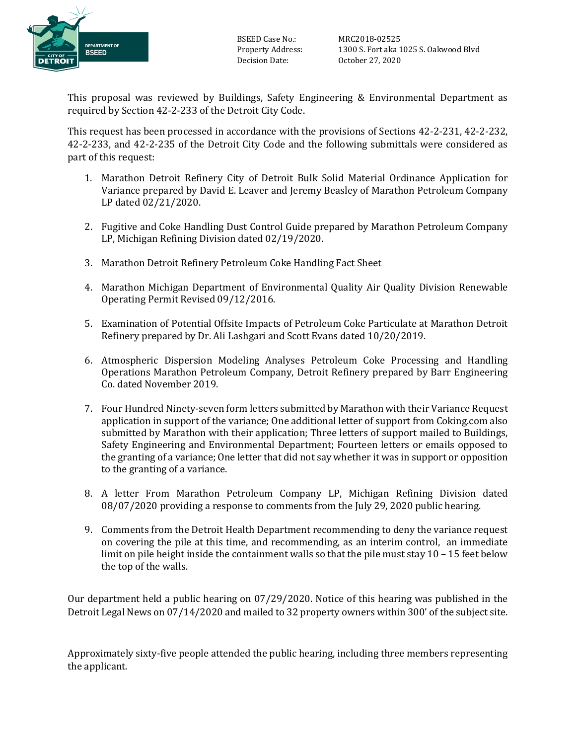BSEED Case No.: MRC2018-02525
Property Address: 1300 S. Fort aka 1025 S. Oakwood Blvd
Decision Date: October 27, 2020

This proposal was reviewed by Buildings, Safety Engineering & Environmental Department as required by Section 42-2-233 of the Detroit City Code.

This request has been processed in accordance with the provisions of Sections 42-2-231, 42-2-232, 42-2-233, and 42-2-235 of the Detroit City Code and the following submittals were considered as part of this request:

1. Marathon Detroit Refinery City of Detroit Bulk Solid Material Ordinance Application for Variance prepared by David E. Leaver and Jeremy Beasley of Marathon Petroleum Company LP dated 02/21/2020.

2. Fugitive and Coke Handling Dust Control Guide prepared by Marathon Petroleum Company LP, Michigan Refining Division dated 02/19/2020.

3. Marathon Detroit Refinery Petroleum Coke Handling Fact Sheet

4. Marathon Michigan Department of Environmental Quality Air Quality Division Renewable Operating Permit Revised 09/12/2016.

5. Examination of Potential Offsite Impacts of Petroleum Coke Particulate at Marathon Detroit Refinery prepared by Dr. Ali Lashgari and Scott Evans dated 10/20/2019.

6. Atmospheric Dispersion Modeling Analyses Petroleum Coke Processing and Handling Operations Marathon Petroleum Company, Detroit Refinery prepared by Barr Engineering Co. dated November 2019.

7. Four Hundred Ninety-seven form letters submitted by Marathon with their Variance Request application in support of the variance; One additional letter of support from Coking.com also submitted by Marathon with their application; Three letters of support mailed to Buildings, Safety Engineering and Environmental Department; Fourteen letters or emails opposed to the granting of a variance; One letter that did not say whether it was in support or opposition to the granting of a variance.

8. A letter From Marathon Petroleum Company LP, Michigan Refining Division dated 08/07/2020 providing a response to comments from the July 29, 2020 public hearing.

9. Comments from the Detroit Health Department recommending to deny the variance request on covering the pile at this time, and recommending, as an interim control, an immediate limit on pile height inside the containment walls so that the pile must stay 10 – 15 feet below the top of the walls.

Our department held a public hearing on 07/29/2020. Notice of this hearing was published in the Detroit Legal News on 07/14/2020 and mailed to 32 property owners within 300' of the subject site.

Approximately sixty-five people attended the public hearing, including three members representing the applicant.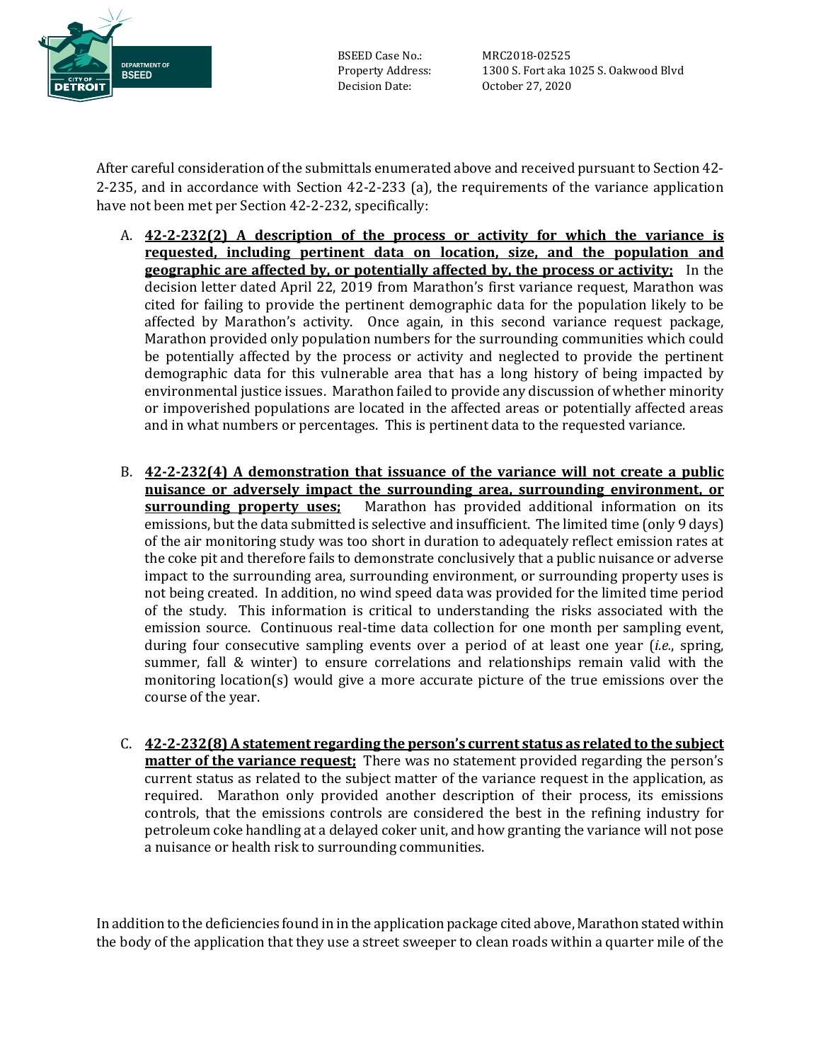BSEED Case No.: MRC2018-02525
Property Address: 1300 S. Fort aka 1025 S. Oakwood Blvd
Decision Date: October 27, 2020

After careful consideration of the submittals enumerated above and received pursuant to Section 42-2-235, and in accordance with Section 42-2-233 (a), the requirements of the variance application have not been met per Section 42-2-232, specifically:

A. **42-2-232(2) A description of the process or activity for which the variance is requested, including pertinent data on location, size, and the population and geographic are affected by, or potentially affected by, the process or activity;** In the decision letter dated April 22, 2019 from Marathon's first variance request, Marathon was cited for failing to provide the pertinent demographic data for the population likely to be affected by Marathon's activity. Once again, in this second variance request package, Marathon provided only population numbers for the surrounding communities which could be potentially affected by the process or activity and neglected to provide the pertinent demographic data for this vulnerable area that has a long history of being impacted by environmental justice issues. Marathon failed to provide any discussion of whether minority or impoverished populations are located in the affected areas or potentially affected areas and in what numbers or percentages. This is pertinent data to the requested variance.

B. **42-2-232(4) A demonstration that issuance of the variance will not create a public nuisance or adversely impact the surrounding area, surrounding environment, or surrounding property uses;** Marathon has provided additional information on its emissions, but the data submitted is selective and insufficient. The limited time (only 9 days) of the air monitoring study was too short in duration to adequately reflect emission rates at the coke pit and therefore fails to demonstrate conclusively that a public nuisance or adverse impact to the surrounding area, surrounding environment, or surrounding property uses is not being created. In addition, no wind speed data was provided for the limited time period of the study. This information is critical to understanding the risks associated with the emission source. Continuous real-time data collection for one month per sampling event, during four consecutive sampling events over a period of at least one year (*i.e.*, spring, summer, fall & winter) to ensure correlations and relationships remain valid with the monitoring location(s) would give a more accurate picture of the true emissions over the course of the year.

C. **42-2-232(8) A statement regarding the person's current status as related to the subject matter of the variance request;** There was no statement provided regarding the person's current status as related to the subject matter of the variance request in the application, as required. Marathon only provided another description of their process, its emissions controls, that the emissions controls are considered the best in the refining industry for petroleum coke handling at a delayed coker unit, and how granting the variance will not pose a nuisance or health risk to surrounding communities.

In addition to the deficiencies found in in the application package cited above, Marathon stated within the body of the application that they use a street sweeper to clean roads within a quarter mile of the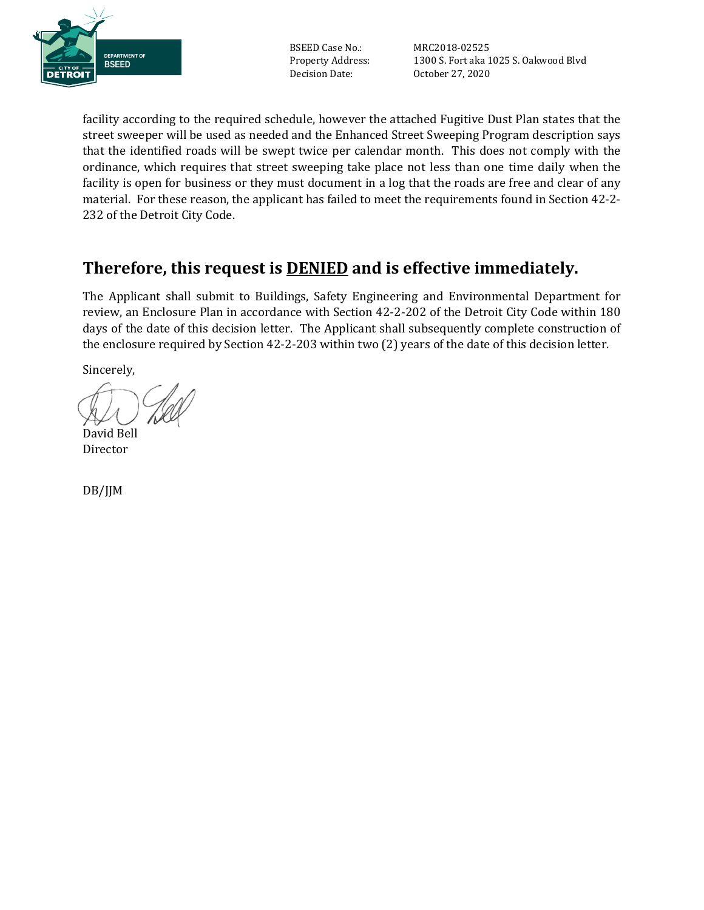facility according to the required schedule, however the attached Fugitive Dust Plan states that the street sweeper will be used as needed and the Enhanced Street Sweeping Program description says that the identified roads will be swept twice per calendar month. This does not comply with the ordinance, which requires that street sweeping take place not less than one time daily when the facility is open for business or they must document in a log that the roads are free and clear of any material. For these reason, the applicant has failed to meet the requirements found in Section 42-2-232 of the Detroit City Code.

## Therefore, this request is <u>DENIED</u> and is effective immediately.

The Applicant shall submit to Buildings, Safety Engineering and Environmental Department for review, an Enclosure Plan in accordance with Section 42-2-202 of the Detroit City Code within 180 days of the date of this decision letter. The Applicant shall subsequently complete construction of the enclosure required by Section 42-2-203 within two (2) years of the date of this decision letter.

Sincerely,

David Bell
Director

DB/JJM